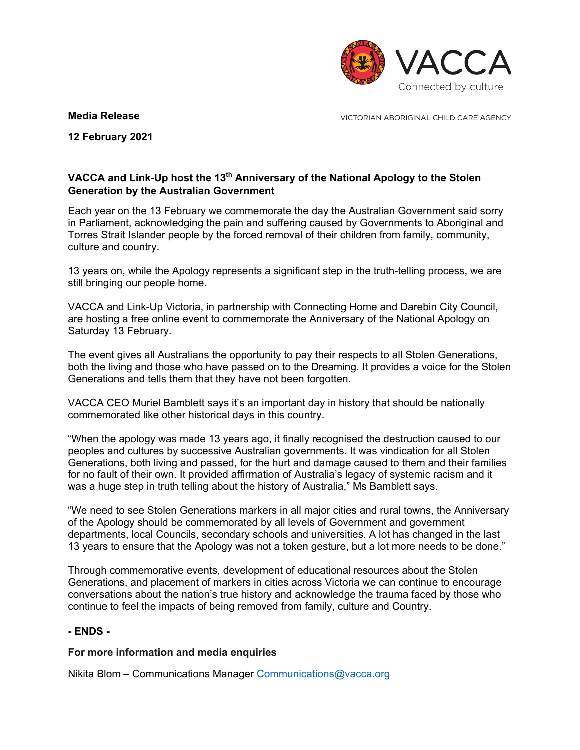VACCA

Connected by culture

VICTORIAN ABORIGINAL CHILD CARE AGENCY

**Media Release**

**12 February 2021**

## VACCA and Link-Up host the 13th Anniversary of the National Apology to the Stolen Generation by the Australian Government

Each year on the 13 February we commemorate the day the Australian Government said sorry in Parliament, acknowledging the pain and suffering caused by Governments to Aboriginal and Torres Strait Islander people by the forced removal of their children from family, community, culture and country.

13 years on, while the Apology represents a significant step in the truth-telling process, we are still bringing our people home.

VACCA and Link-Up Victoria, in partnership with Connecting Home and Darebin City Council, are hosting a free online event to commemorate the Anniversary of the National Apology on Saturday 13 February.

The event gives all Australians the opportunity to pay their respects to all Stolen Generations, both the living and those who have passed on to the Dreaming. It provides a voice for the Stolen Generations and tells them that they have not been forgotten.

VACCA CEO Muriel Bamblett says it's an important day in history that should be nationally commemorated like other historical days in this country.

"When the apology was made 13 years ago, it finally recognised the destruction caused to our peoples and cultures by successive Australian governments. It was vindication for all Stolen Generations, both living and passed, for the hurt and damage caused to them and their families for no fault of their own. It provided affirmation of Australia's legacy of systemic racism and it was a huge step in truth telling about the history of Australia," Ms Bamblett says.

"We need to see Stolen Generations markers in all major cities and rural towns, the Anniversary of the Apology should be commemorated by all levels of Government and government departments, local Councils, secondary schools and universities. A lot has changed in the last 13 years to ensure that the Apology was not a token gesture, but a lot more needs to be done."

Through commemorative events, development of educational resources about the Stolen Generations, and placement of markers in cities across Victoria we can continue to encourage conversations about the nation's true history and acknowledge the trauma faced by those who continue to feel the impacts of being removed from family, culture and Country.

**- ENDS -**

**For more information and media enquiries**

Nikita Blom – Communications Manager Communications@vacca.org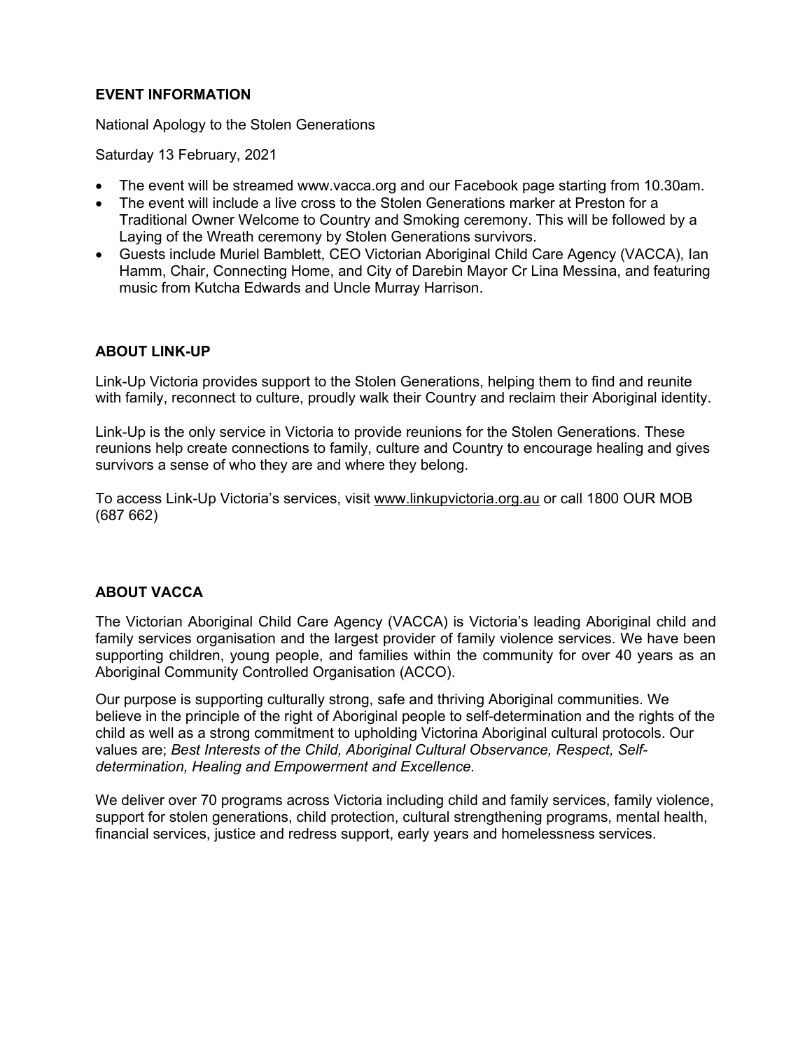**EVENT INFORMATION**

National Apology to the Stolen Generations

Saturday 13 February, 2021

- The event will be streamed www.vacca.org and our Facebook page starting from 10.30am.
- The event will include a live cross to the Stolen Generations marker at Preston for a Traditional Owner Welcome to Country and Smoking ceremony. This will be followed by a Laying of the Wreath ceremony by Stolen Generations survivors.
- Guests include Muriel Bamblett, CEO Victorian Aboriginal Child Care Agency (VACCA), Ian Hamm, Chair, Connecting Home, and City of Darebin Mayor Cr Lina Messina, and featuring music from Kutcha Edwards and Uncle Murray Harrison.

**ABOUT LINK-UP**

Link-Up Victoria provides support to the Stolen Generations, helping them to find and reunite with family, reconnect to culture, proudly walk their Country and reclaim their Aboriginal identity.

Link-Up is the only service in Victoria to provide reunions for the Stolen Generations. These reunions help create connections to family, culture and Country to encourage healing and gives survivors a sense of who they are and where they belong.

To access Link-Up Victoria's services, visit www.linkupvictoria.org.au or call 1800 OUR MOB (687 662)

**ABOUT VACCA**

The Victorian Aboriginal Child Care Agency (VACCA) is Victoria's leading Aboriginal child and family services organisation and the largest provider of family violence services. We have been supporting children, young people, and families within the community for over 40 years as an Aboriginal Community Controlled Organisation (ACCO).

Our purpose is supporting culturally strong, safe and thriving Aboriginal communities. We believe in the principle of the right of Aboriginal people to self-determination and the rights of the child as well as a strong commitment to upholding Victorina Aboriginal cultural protocols. Our values are; *Best Interests of the Child, Aboriginal Cultural Observance, Respect, Self-determination, Healing and Empowerment and Excellence*.

We deliver over 70 programs across Victoria including child and family services, family violence, support for stolen generations, child protection, cultural strengthening programs, mental health, financial services, justice and redress support, early years and homelessness services.